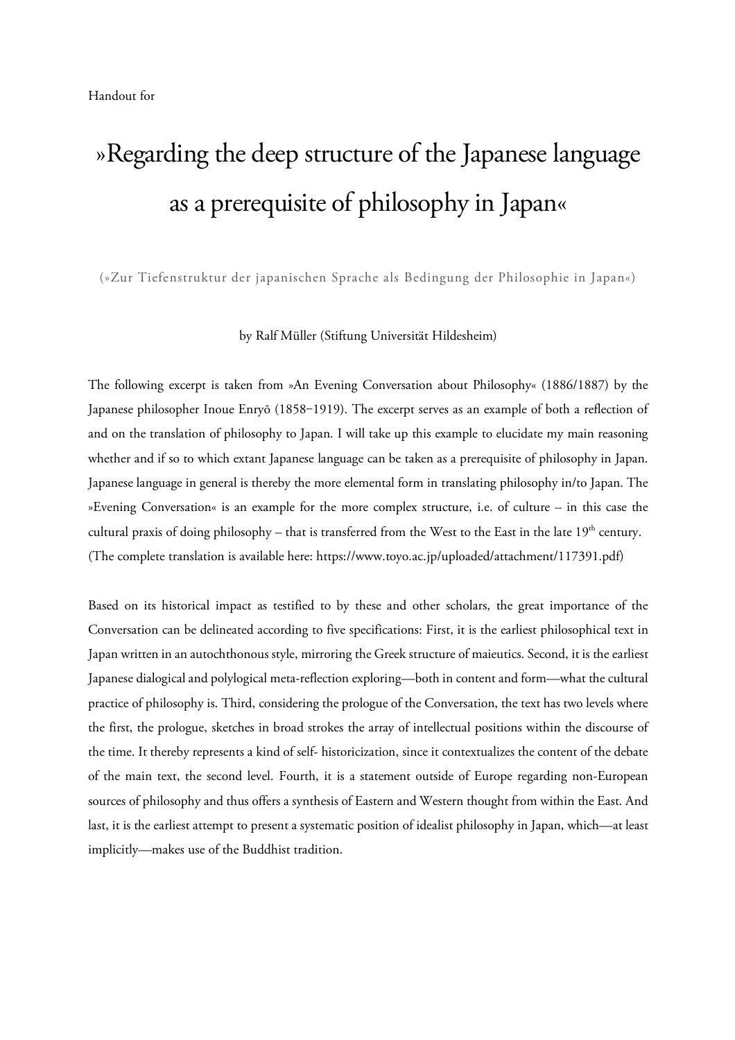Handout for

# »Regarding the deep structure of the Japanese language as a prerequisite of philosophy in Japan«

(»Zur Tiefenstruktur der japanischen Sprache als Bedingung der Philosophie in Japan«)

by Ralf Müller (Stiftung Universität Hildesheim)

The following excerpt is taken from »An Evening Conversation about Philosophy« (1886/1887) by the Japanese philosopher Inoue Enryō (1858–1919). The excerpt serves as an example of both a reflection of and on the translation of philosophy to Japan. I will take up this example to elucidate my main reasoning whether and if so to which extant Japanese language can be taken as a prerequisite of philosophy in Japan. Japanese language in general is thereby the more elemental form in translating philosophy in/to Japan. The »Evening Conversation« is an example for the more complex structure, i.e. of culture – in this case the cultural praxis of doing philosophy – that is transferred from the West to the East in the late 19th century. (The complete translation is available here: https://www.toyo.ac.jp/uploaded/attachment/117391.pdf)

Based on its historical impact as testified to by these and other scholars, the great importance of the Conversation can be delineated according to five specifications: First, it is the earliest philosophical text in Japan written in an autochthonous style, mirroring the Greek structure of maieutics. Second, it is the earliest Japanese dialogical and polylogical meta-reflection exploring—both in content and form—what the cultural practice of philosophy is. Third, considering the prologue of the Conversation, the text has two levels where the first, the prologue, sketches in broad strokes the array of intellectual positions within the discourse of the time. It thereby represents a kind of self- historicization, since it contextualizes the content of the debate of the main text, the second level. Fourth, it is a statement outside of Europe regarding non-European sources of philosophy and thus offers a synthesis of Eastern and Western thought from within the East. And last, it is the earliest attempt to present a systematic position of idealist philosophy in Japan, which—at least implicitly—makes use of the Buddhist tradition.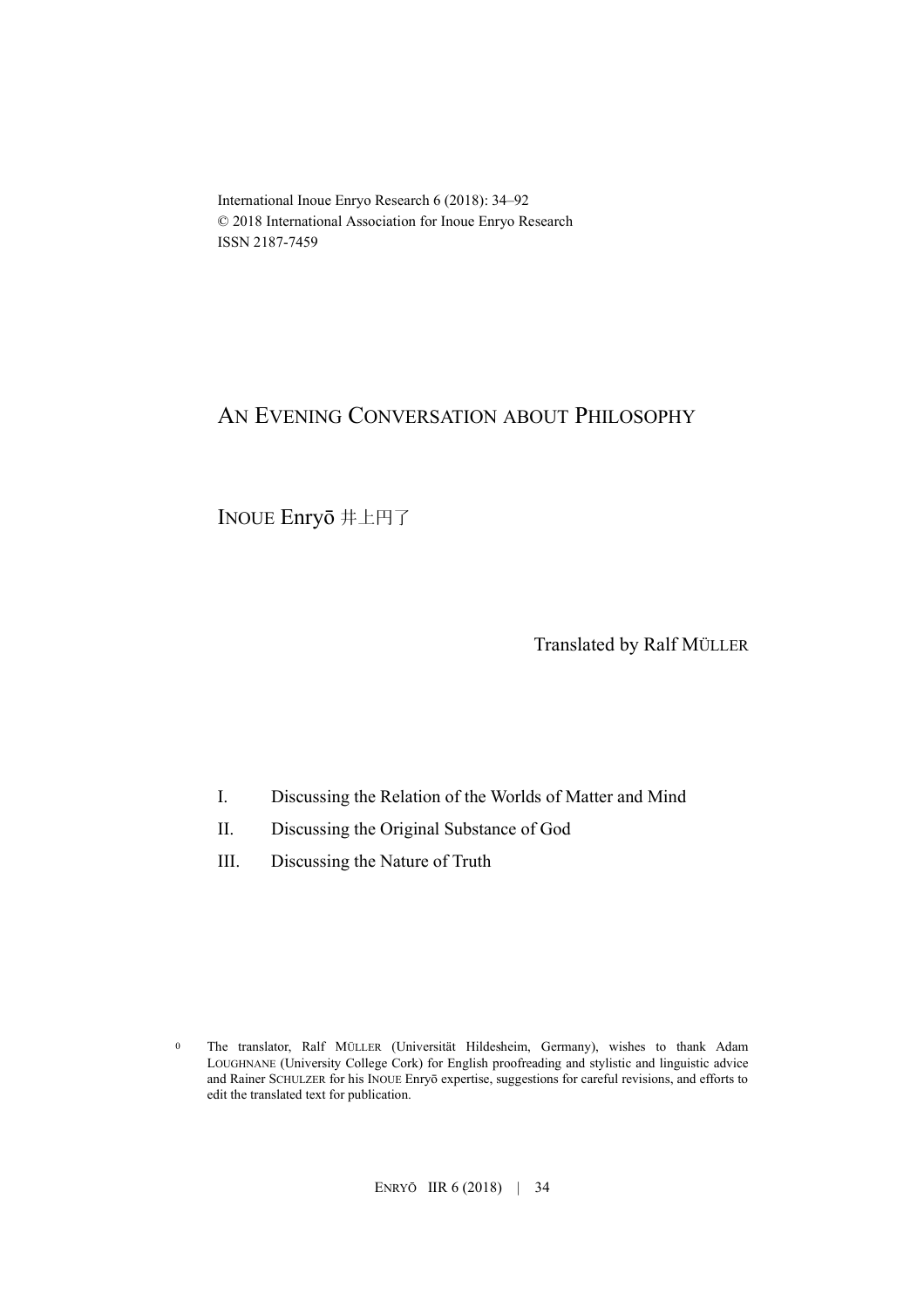International Inoue Enryo Research 6 (2018): 34–92
© 2018 International Association for Inoue Enryo Research
ISSN 2187-7459

# AN EVENING CONVERSATION ABOUT PHILOSOPHY

INOUE Enryō 井上円了

Translated by Ralf MÜLLER

I. Discussing the Relation of the Worlds of Matter and Mind

II. Discussing the Original Substance of God

III. Discussing the Nature of Truth

[0] The translator, Ralf MÜLLER (Universität Hildesheim, Germany), wishes to thank Adam LOUGHNANE (University College Cork) for English proofreading and stylistic and linguistic advice and Rainer SCHULZER for his INOUE Enryō expertise, suggestions for careful revisions, and efforts to edit the translated text for publication.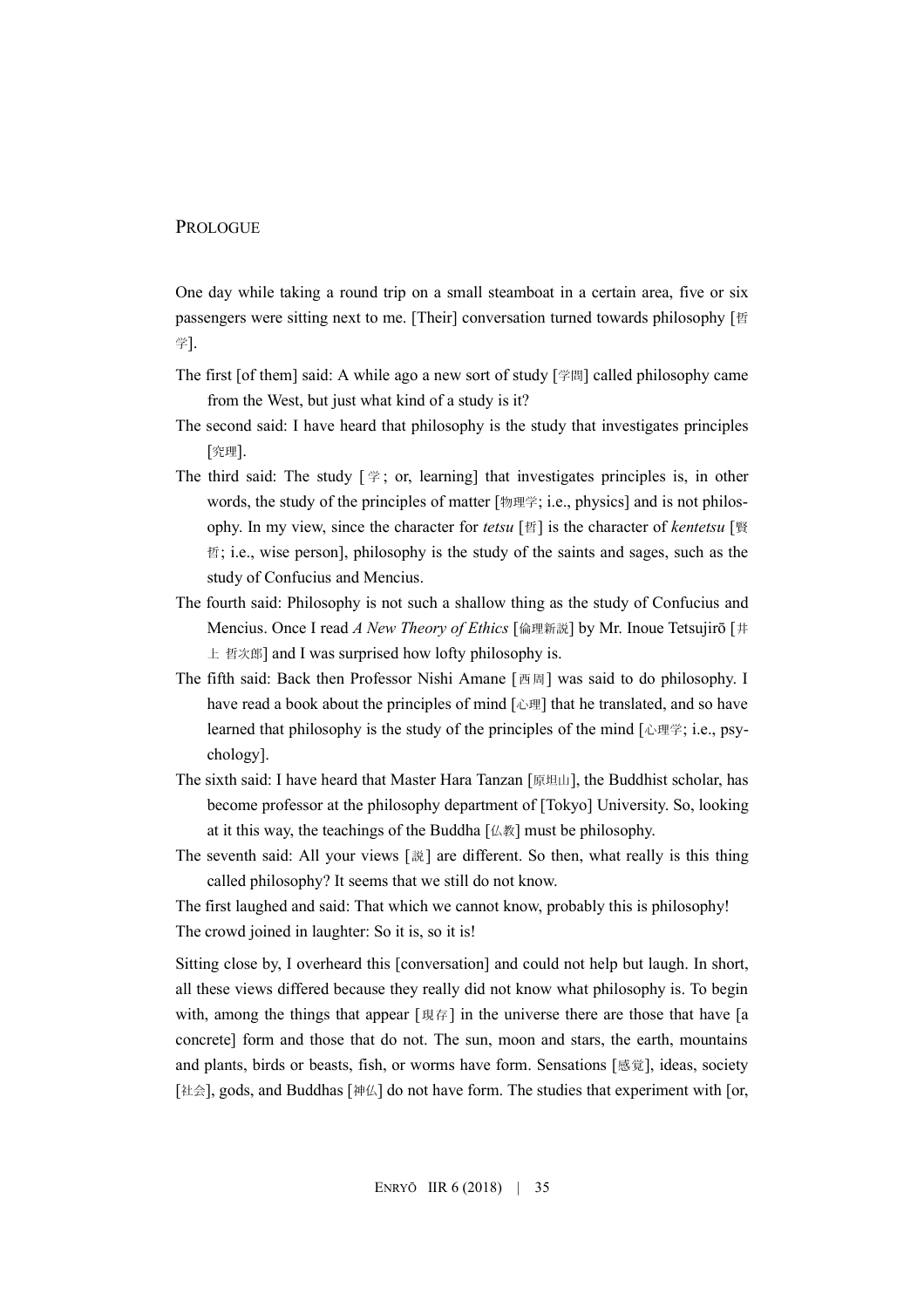## Prologue

One day while taking a round trip on a small steamboat in a certain area, five or six passengers were sitting next to me. [Their] conversation turned towards philosophy [哲学].

The first [of them] said: A while ago a new sort of study [学問] called philosophy came from the West, but just what kind of a study is it?

The second said: I have heard that philosophy is the study that investigates principles [究理].

The third said: The study [学; or, learning] that investigates principles is, in other words, the study of the principles of matter [物理学; i.e., physics] and is not philosophy. In my view, since the character for *tetsu* [哲] is the character of *kentetsu* [賢哲; i.e., wise person], philosophy is the study of the saints and sages, such as the study of Confucius and Mencius.

The fourth said: Philosophy is not such a shallow thing as the study of Confucius and Mencius. Once I read *A New Theory of Ethics* [倫理新説] by Mr. Inoue Tetsujirō [井上 哲次郎] and I was surprised how lofty philosophy is.

The fifth said: Back then Professor Nishi Amane [西周] was said to do philosophy. I have read a book about the principles of mind [心理] that he translated, and so have learned that philosophy is the study of the principles of the mind [心理学; i.e., psychology].

The sixth said: I have heard that Master Hara Tanzan [原坦山], the Buddhist scholar, has become professor at the philosophy department of [Tokyo] University. So, looking at it this way, the teachings of the Buddha [仏教] must be philosophy.

The seventh said: All your views [説] are different. So then, what really is this thing called philosophy? It seems that we still do not know.

The first laughed and said: That which we cannot know, probably this is philosophy!

The crowd joined in laughter: So it is, so it is!

Sitting close by, I overheard this [conversation] and could not help but laugh. In short, all these views differed because they really did not know what philosophy is. To begin with, among the things that appear [現存] in the universe there are those that have [a concrete] form and those that do not. The sun, moon and stars, the earth, mountains and plants, birds or beasts, fish, or worms have form. Sensations [感覚], ideas, society [社会], gods, and Buddhas [神仏] do not have form. The studies that experiment with [or,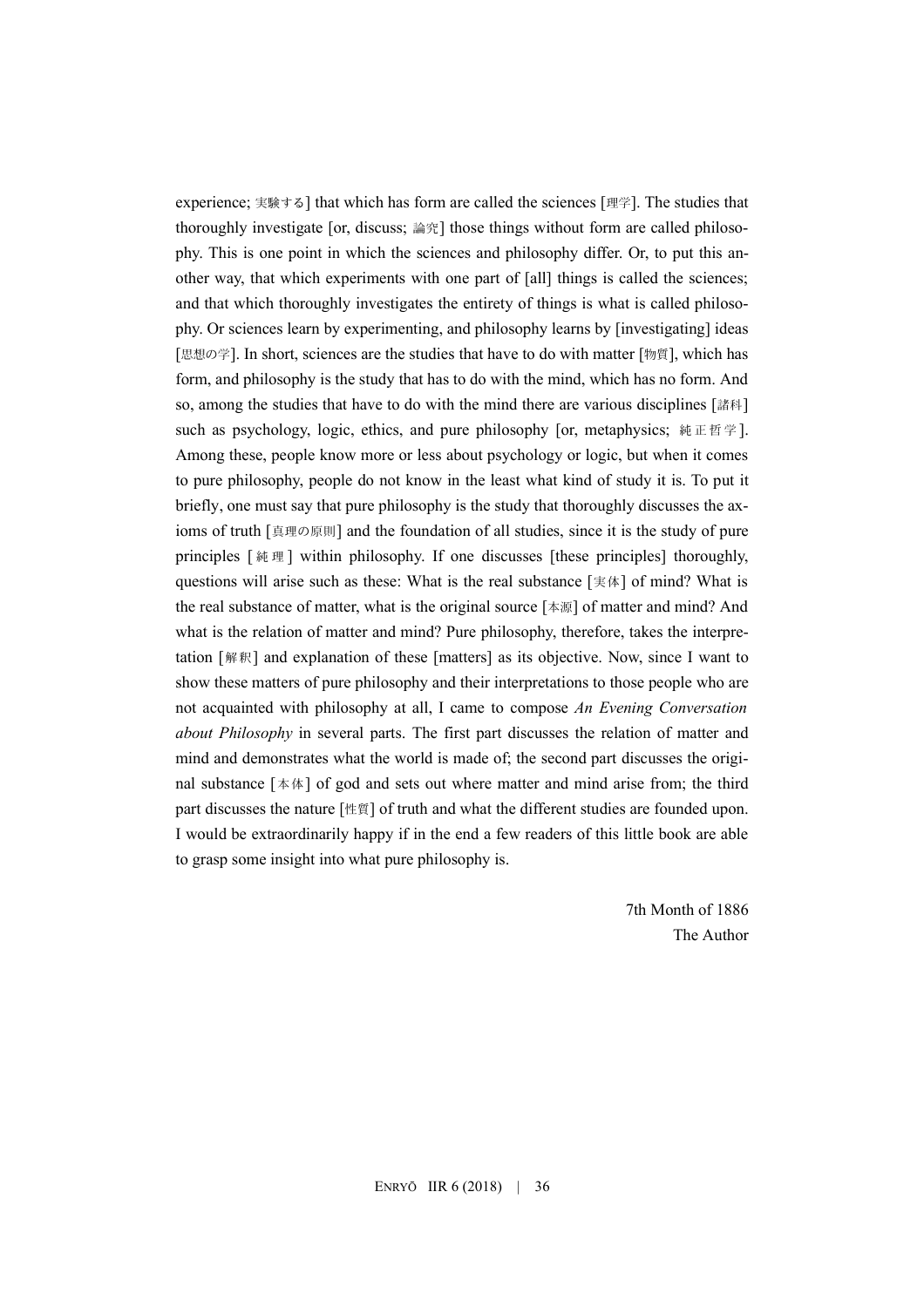experience; 実験する] that which has form are called the sciences [理学]. The studies that thoroughly investigate [or, discuss; 論究] those things without form are called philosophy. This is one point in which the sciences and philosophy differ. Or, to put this another way, that which experiments with one part of [all] things is called the sciences; and that which thoroughly investigates the entirety of things is what is called philosophy. Or sciences learn by experimenting, and philosophy learns by [investigating] ideas [思想の学]. In short, sciences are the studies that have to do with matter [物質], which has form, and philosophy is the study that has to do with the mind, which has no form. And so, among the studies that have to do with the mind there are various disciplines [諸科] such as psychology, logic, ethics, and pure philosophy [or, metaphysics; 純正哲学]. Among these, people know more or less about psychology or logic, but when it comes to pure philosophy, people do not know in the least what kind of study it is. To put it briefly, one must say that pure philosophy is the study that thoroughly discusses the axioms of truth [真理の原則] and the foundation of all studies, since it is the study of pure principles [純理] within philosophy. If one discusses [these principles] thoroughly, questions will arise such as these: What is the real substance [実体] of mind? What is the real substance of matter, what is the original source [本源] of matter and mind? And what is the relation of matter and mind? Pure philosophy, therefore, takes the interpretation [解釈] and explanation of these [matters] as its objective. Now, since I want to show these matters of pure philosophy and their interpretations to those people who are not acquainted with philosophy at all, I came to compose *An Evening Conversation about Philosophy* in several parts. The first part discusses the relation of matter and mind and demonstrates what the world is made of; the second part discusses the original substance [本体] of god and sets out where matter and mind arise from; the third part discusses the nature [性質] of truth and what the different studies are founded upon. I would be extraordinarily happy if in the end a few readers of this little book are able to grasp some insight into what pure philosophy is.

7th Month of 1886
The Author